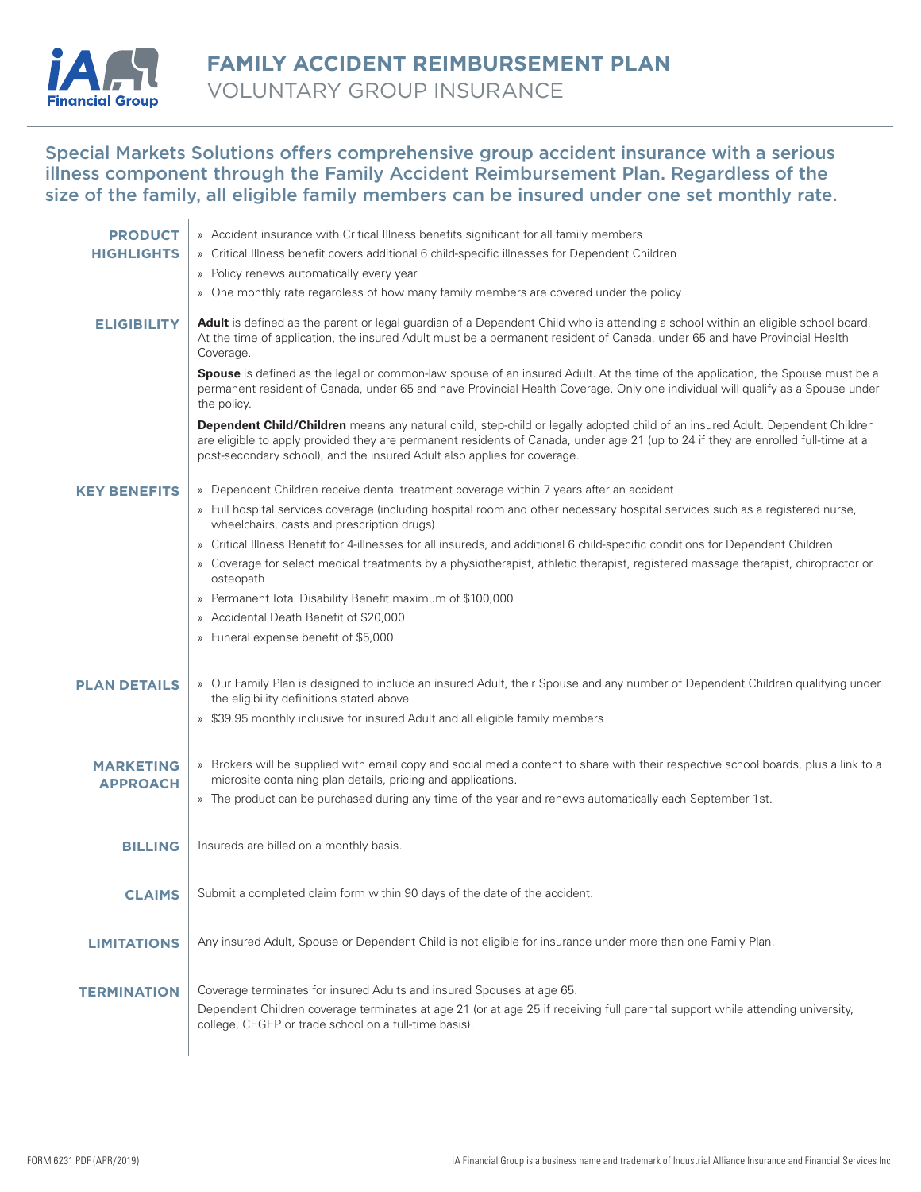# FAMILY ACCIDENT REIMBURSEMENT PLAN

## VOLUNTARY GROUP INSURANCE

Special Markets Solutions offers comprehensive group accident insurance with a serious illness component through the Family Accident Reimbursement Plan. Regardless of the size of the family, all eligible family members can be insured under one set monthly rate.

### PRODUCT HIGHLIGHTS

- Accident insurance with Critical Illness benefits significant for all family members
- Critical Illness benefit covers additional 6 child-specific illnesses for Dependent Children
- Policy renews automatically every year
- One monthly rate regardless of how many family members are covered under the policy

### ELIGIBILITY

**Adult** is defined as the parent or legal guardian of a Dependent Child who is attending a school within an eligible school board. At the time of application, the insured Adult must be a permanent resident of Canada, under 65 and have Provincial Health Coverage.

**Spouse** is defined as the legal or common-law spouse of an insured Adult. At the time of the application, the Spouse must be a permanent resident of Canada, under 65 and have Provincial Health Coverage. Only one individual will qualify as a Spouse under the policy.

**Dependent Child/Children** means any natural child, step-child or legally adopted child of an insured Adult. Dependent Children are eligible to apply provided they are permanent residents of Canada, under age 21 (up to 24 if they are enrolled full-time at a post-secondary school), and the insured Adult also applies for coverage.

### KEY BENEFITS

- Dependent Children receive dental treatment coverage within 7 years after an accident
- Full hospital services coverage (including hospital room and other necessary hospital services such as a registered nurse, wheelchairs, casts and prescription drugs)
- Critical Illness Benefit for 4-illnesses for all insureds, and additional 6 child-specific conditions for Dependent Children
- Coverage for select medical treatments by a physiotherapist, athletic therapist, registered massage therapist, chiropractor or osteopath
- Permanent Total Disability Benefit maximum of $100,000
- Accidental Death Benefit of $20,000
- Funeral expense benefit of $5,000

### PLAN DETAILS

- Our Family Plan is designed to include an insured Adult, their Spouse and any number of Dependent Children qualifying under the eligibility definitions stated above
- $39.95 monthly inclusive for insured Adult and all eligible family members

### MARKETING APPROACH

- Brokers will be supplied with email copy and social media content to share with their respective school boards, plus a link to a microsite containing plan details, pricing and applications.
- The product can be purchased during any time of the year and renews automatically each September 1st.

### BILLING

Insureds are billed on a monthly basis.

### CLAIMS

Submit a completed claim form within 90 days of the date of the accident.

### LIMITATIONS

Any insured Adult, Spouse or Dependent Child is not eligible for insurance under more than one Family Plan.

### TERMINATION

Coverage terminates for insured Adults and insured Spouses at age 65.

Dependent Children coverage terminates at age 21 (or at age 25 if receiving full parental support while attending university, college, CEGEP or trade school on a full-time basis).

FORM 6231 PDF (APR/2019)

iA Financial Group is a business name and trademark of Industrial Alliance Insurance and Financial Services Inc.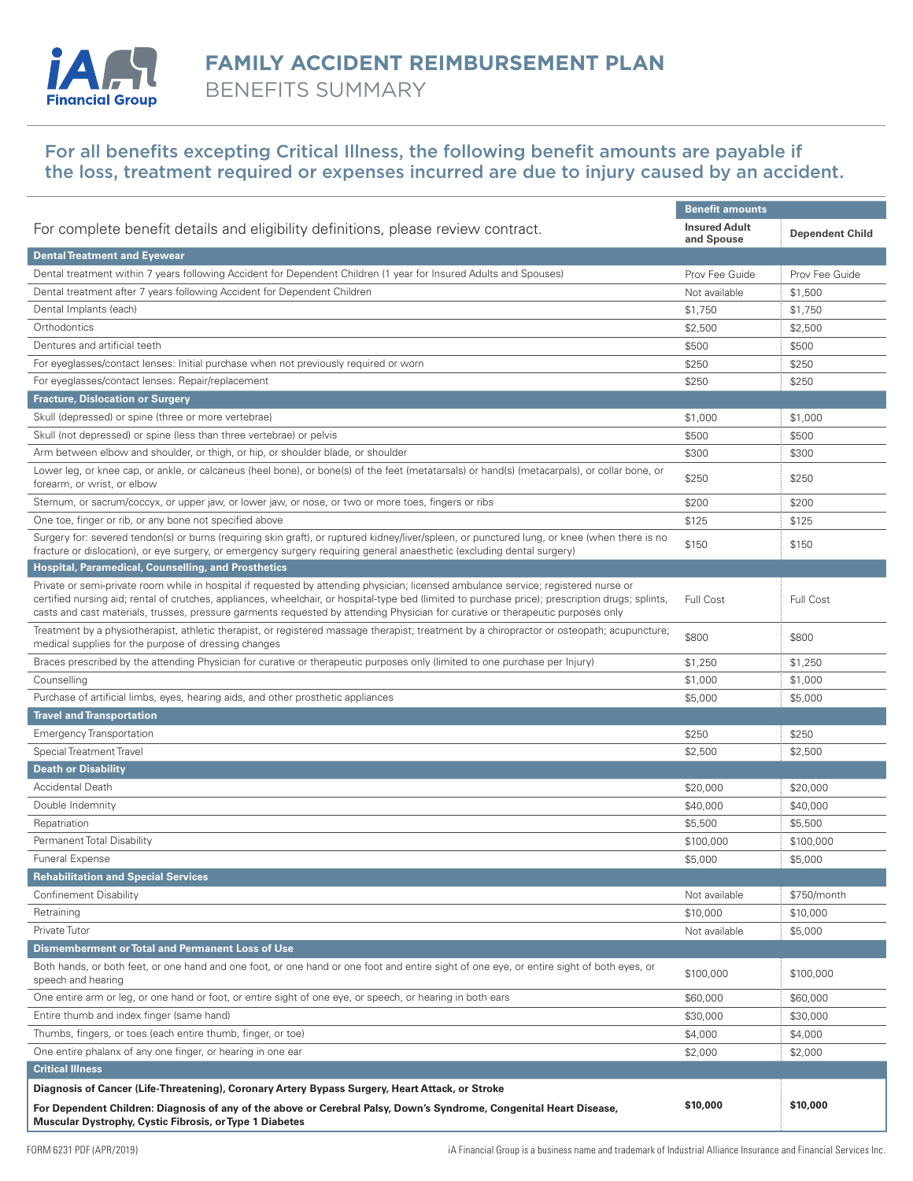# FAMILY ACCIDENT REIMBURSEMENT PLAN

## BENEFITS SUMMARY

### For all benefits excepting Critical Illness, the following benefit amounts are payable if the loss, treatment required or expenses incurred are due to injury caused by an accident.

| For complete benefit details and eligibility definitions, please review contract. | Benefit amounts: Insured Adult and Spouse | Benefit amounts: Dependent Child |
|---|---|---|
| **Dental Treatment and Eyewear** | | |
| Dental treatment within 7 years following Accident for Dependent Children (1 year for Insured Adults and Spouses) | Prov Fee Guide | Prov Fee Guide |
| Dental treatment after 7 years following Accident for Dependent Children | Not available | $1,500 |
| Dental Implants (each) | $1,750 | $1,750 |
| Orthodontics | $2,500 | $2,500 |
| Dentures and artificial teeth | $500 | $500 |
| For eyeglasses/contact lenses: Initial purchase when not previously required or worn | $250 | $250 |
| For eyeglasses/contact lenses: Repair/replacement | $250 | $250 |
| **Fracture, Dislocation or Surgery** | | |
| Skull (depressed) or spine (three or more vertebrae) | $1,000 | $1,000 |
| Skull (not depressed) or spine (less than three vertebrae) or pelvis | $500 | $500 |
| Arm between elbow and shoulder, or thigh, or hip, or shoulder blade, or shoulder | $300 | $300 |
| Lower leg, or knee cap, or ankle, or calcaneus (heel bone), or bone(s) of the feet (metatarsals) or hand(s) (metacarpals), or collar bone, or forearm, or wrist, or elbow | $250 | $250 |
| Sternum, or sacrum/coccyx, or upper jaw, or lower jaw, or nose, or two or more toes, fingers or ribs | $200 | $200 |
| One toe, finger or rib, or any bone not specified above | $125 | $125 |
| Surgery for: severed tendon(s) or burns (requiring skin graft), or ruptured kidney/liver/spleen, or punctured lung, or knee (when there is no fracture or dislocation), or eye surgery, or emergency surgery requiring general anaesthetic (excluding dental surgery) | $150 | $150 |
| **Hospital, Paramedical, Counselling, and Prosthetics** | | |
| Private or semi-private room while in hospital if requested by attending physician; licensed ambulance service; registered nurse or certified nursing aid; rental of crutches, appliances, wheelchair, or hospital-type bed (limited to purchase price); prescription drugs; splints, casts and cast materials, trusses, pressure garments requested by attending Physician for curative or therapeutic purposes only | Full Cost | Full Cost |
| Treatment by a physiotherapist, athletic therapist, or registered massage therapist; treatment by a chiropractor or osteopath; acupuncture; medical supplies for the purpose of dressing changes | $800 | $800 |
| Braces prescribed by the attending Physician for curative or therapeutic purposes only (limited to one purchase per Injury) | $1,250 | $1,250 |
| Counselling | $1,000 | $1,000 |
| Purchase of artificial limbs, eyes, hearing aids, and other prosthetic appliances | $5,000 | $5,000 |
| **Travel and Transportation** | | |
| Emergency Transportation | $250 | $250 |
| Special Treatment Travel | $2,500 | $2,500 |
| **Death or Disability** | | |
| Accidental Death | $20,000 | $20,000 |
| Double Indemnity | $40,000 | $40,000 |
| Repatriation | $5,500 | $5,500 |
| Permanent Total Disability | $100,000 | $100,000 |
| Funeral Expense | $5,000 | $5,000 |
| **Rehabilitation and Special Services** | | |
| Confinement Disability | Not available | $750/month |
| Retraining | $10,000 | $10,000 |
| Private Tutor | Not available | $5,000 |
| **Dismemberment or Total and Permanent Loss of Use** | | |
| Both hands, or both feet, or one hand and one foot, or one hand or one foot and entire sight of one eye, or entire sight of both eyes, or speech and hearing | $100,000 | $100,000 |
| One entire arm or leg, or one hand or foot, or entire sight of one eye, or speech, or hearing in both ears | $60,000 | $60,000 |
| Entire thumb and index finger (same hand) | $30,000 | $30,000 |
| Thumbs, fingers, or toes (each entire thumb, finger, or toe) | $4,000 | $4,000 |
| One entire phalanx of any one finger, or hearing in one ear | $2,000 | $2,000 |
| **Critical Illness** | | |
| **Diagnosis of Cancer (Life-Threatening), Coronary Artery Bypass Surgery, Heart Attack, or Stroke**<br>**For Dependent Children: Diagnosis of any of the above or Cerebral Palsy, Down's Syndrome, Congenital Heart Disease, Muscular Dystrophy, Cystic Fibrosis, or Type 1 Diabetes** | **$10,000** | **$10,000** |

FORM 6231 PDF (APR/2019)

iA Financial Group is a business name and trademark of Industrial Alliance Insurance and Financial Services Inc.